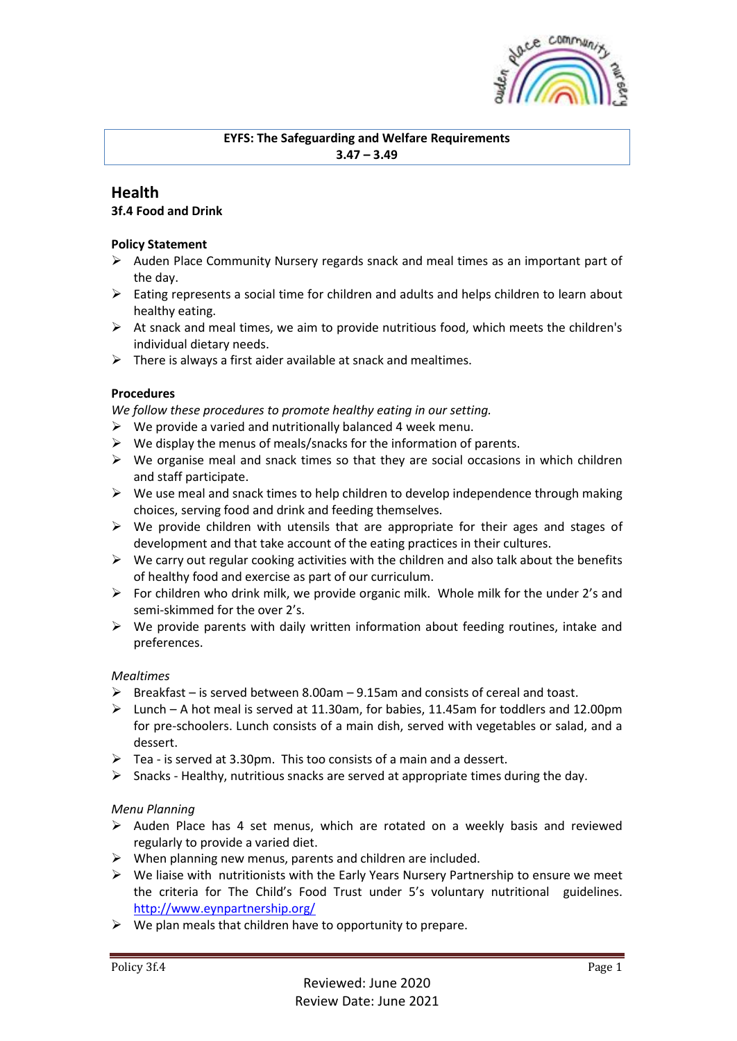**EYFS: The Safeguarding and Welfare Requirements**
**3.47 – 3.49**

# Health

### 3f.4 Food and Drink

**Policy Statement**

- Auden Place Community Nursery regards snack and meal times as an important part of the day.
- Eating represents a social time for children and adults and helps children to learn about healthy eating.
- At snack and meal times, we aim to provide nutritious food, which meets the children's individual dietary needs.
- There is always a first aider available at snack and mealtimes.

**Procedures**

*We follow these procedures to promote healthy eating in our setting.*

- We provide a varied and nutritionally balanced 4 week menu.
- We display the menus of meals/snacks for the information of parents.
- We organise meal and snack times so that they are social occasions in which children and staff participate.
- We use meal and snack times to help children to develop independence through making choices, serving food and drink and feeding themselves.
- We provide children with utensils that appropriate for their ages and stages of development and that take account of the eating practices in their cultures.
- We carry out regular cooking activities with the children and also talk about the benefits of healthy food and exercise as part of our curriculum.
- For children who drink milk, we provide organic milk. Whole milk for the under 2's and semi-skimmed for the over 2's.
- We provide parents with daily written information about feeding routines, intake and preferences.

*Mealtimes*

- Breakfast – is served between 8.00am – 9.15am and consists of cereal and toast.
- Lunch – A hot meal is served at 11.30am, for babies, 11.45am for toddlers and 12.00pm for pre-schoolers. Lunch consists of a main dish, served with vegetables or salad, and a dessert.
- Tea - is served at 3.30pm. This too consists of a main and a dessert.
- Snacks - Healthy, nutritious snacks are served at appropriate times during the day.

*Menu Planning*

- Auden Place has 4 set menus, which are rotated on a weekly basis and reviewed regularly to provide a varied diet.
- When planning new menus, parents and children are included.
- We liaise with nutritionists with the Early Years Nursery Partnership to ensure we meet the criteria for The Child's Food Trust under 5's voluntary nutritional guidelines. http://www.eynpartnership.org/
- We plan meals that children have to opportunity to prepare.

Reviewed: June 2020
Review Date: June 2021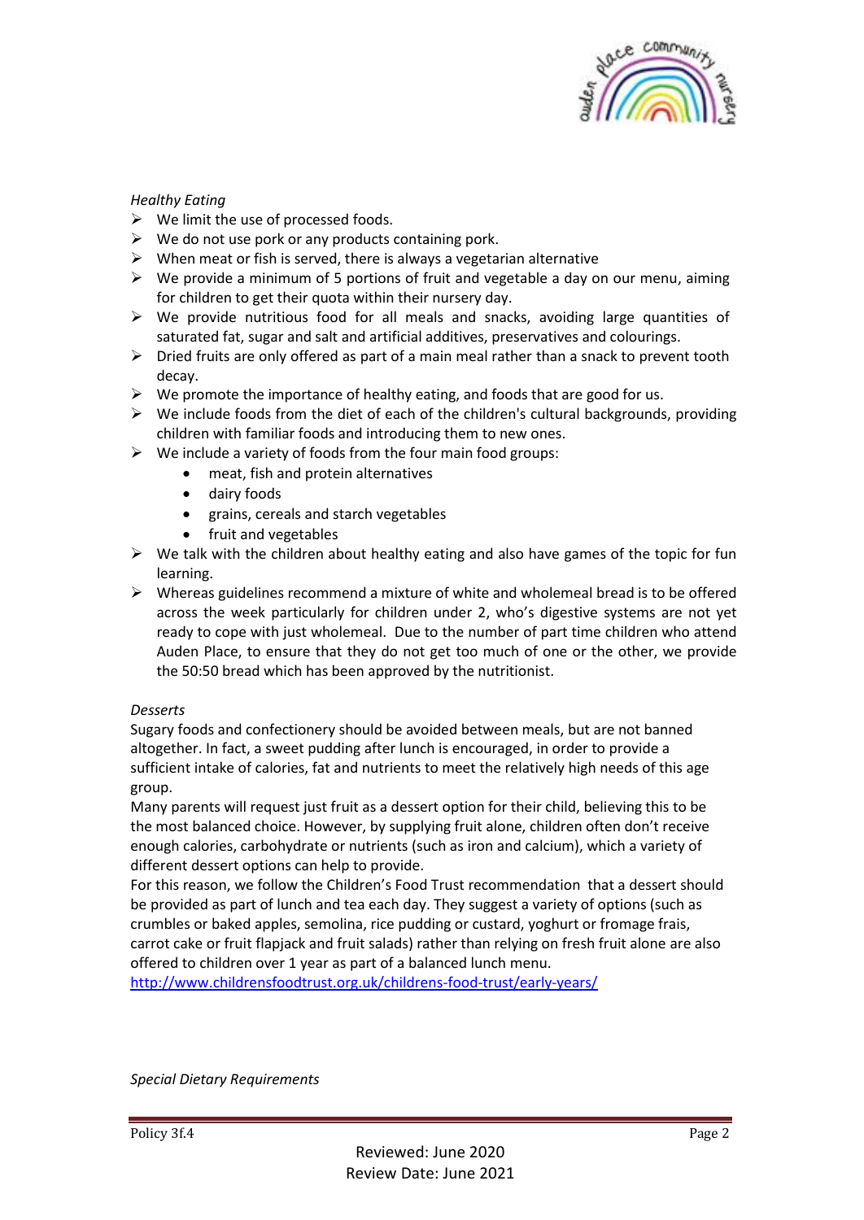*Healthy Eating*

- We limit the use of processed foods.
- We do not use pork or any products containing pork.
- When meat or fish is served, there is always a vegetarian alternative
- We provide a minimum of 5 portions of fruit and vegetable a day on our menu, aiming for children to get their quota within their nursery day.
- We provide nutritious food for all meals and snacks, avoiding large quantities of saturated fat, sugar and salt and artificial additives, preservatives and colourings.
- Dried fruits are only offered as part of a main meal rather than a snack to prevent tooth decay.
- We promote the importance of healthy eating, and foods that are good for us.
- We include foods from the diet of each of the children's cultural backgrounds, providing children with familiar foods and introducing them to new ones.
- We include a variety of foods from the four main food groups:
    - meat, fish and protein alternatives
    - dairy foods
    - grains, cereals and starch vegetables
    - fruit and vegetables
- We talk with the children about healthy eating and also have games of the topic for fun learning.
- Whereas guidelines recommend a mixture of white and wholemeal bread is to be offered across the week particularly for children under 2, who's digestive systems are not yet ready to cope with just wholemeal. Due to the number of part time children who attend Auden Place, to ensure that they do not get too much of one or the other, we provide the 50:50 bread which has been approved by the nutritionist.

*Desserts*

Sugary foods and confectionery should be avoided between meals, but are not banned altogether. In fact, a sweet pudding after lunch is encouraged, in order to provide a sufficient intake of calories, fat and nutrients to meet the relatively high needs of this age group.

Many parents will request just fruit as a dessert option for their child, believing this to be the most balanced choice. However, by supplying fruit alone, children often don't receive enough calories, carbohydrate or nutrients (such as iron and calcium), which a variety of different dessert options can help to provide.

For this reason, we follow the Children's Food Trust recommendation that a dessert should be provided as part of lunch and tea each day. They suggest a variety of options (such as crumbles or baked apples, semolina, rice pudding or custard, yoghurt or fromage frais, carrot cake or fruit flapjack and fruit salads) rather than relying on fresh fruit alone are also offered to children over 1 year as part of a balanced lunch menu.

http://www.childrensfoodtrust.org.uk/childrens-food-trust/early-years/

*Special Dietary Requirements*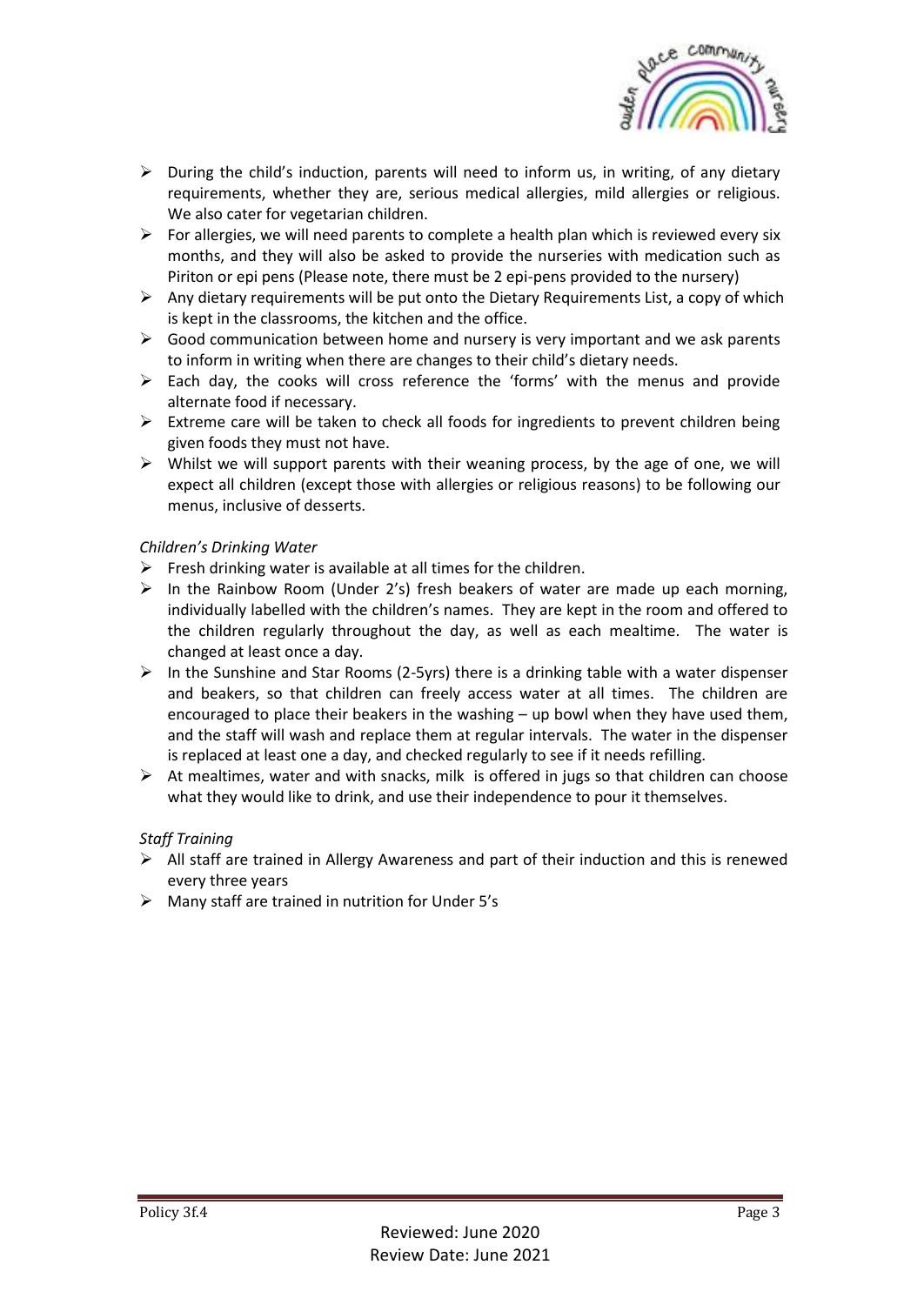- During the child's induction, parents will need to inform us, in writing, of any dietary requirements, whether they are, serious medical allergies, mild allergies or religious. We also cater for vegetarian children.
- For allergies, we will need parents to complete a health plan which is reviewed every six months, and they will also be asked to provide the nurseries with medication such as Piriton or epi pens (Please note, there must be 2 epi-pens provided to the nursery)
- Any dietary requirements will be put onto the Dietary Requirements List, a copy of which is kept in the classrooms, the kitchen and the office.
- Good communication between home and nursery is very important and we ask parents to inform in writing when there are changes to their child's dietary needs.
- Each day, the cooks will cross reference the 'forms' with the menus and provide alternate food if necessary.
- Extreme care will be taken to check all foods for ingredients to prevent children being given foods they must not have.
- Whilst we will support parents with their weaning process, by the age of one, we will expect all children (except those with allergies or religious reasons) to be following our menus, inclusive of desserts.

*Children's Drinking Water*

- Fresh drinking water is available at all times for the children.
- In the Rainbow Room (Under 2's) fresh beakers of water are made up each morning, individually labelled with the children's names. They are kept in the room and offered to the children regularly throughout the day, as well as each mealtime. The water is changed at least once a day.
- In the Sunshine and Star Rooms (2-5yrs) there is a drinking table with a water dispenser and beakers, so that children can freely access water at all times. The children are encouraged to place their beakers in the washing – up bowl when they have used them, and the staff will wash and replace them at regular intervals. The water in the dispenser is replaced at least one a day, and checked regularly to see if it needs refilling.
- At mealtimes, water and with snacks, milk is offered in jugs so that children can choose what they would like to drink, and use their independence to pour it themselves.

*Staff Training*

- All staff are trained in Allergy Awareness and part of their induction and this is renewed every three years
- Many staff are trained in nutrition for Under 5's

Policy 3f.4

Reviewed: June 2020
Review Date: June 2021